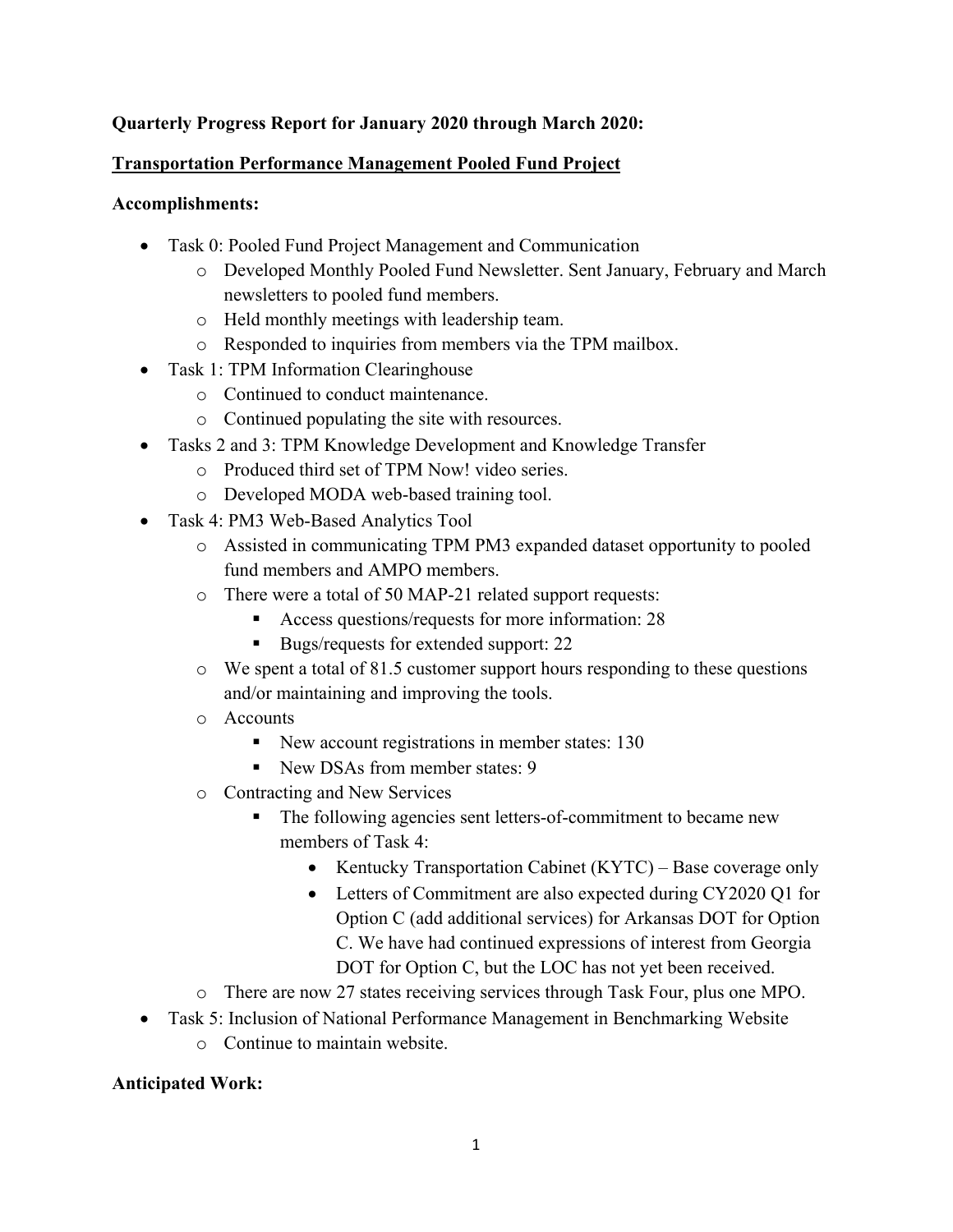**Quarterly Progress Report for January 2020 through March 2020:**

**Transportation Performance Management Pooled Fund Project**

**Accomplishments:**

- Task 0: Pooled Fund Project Management and Communication
  - Developed Monthly Pooled Fund Newsletter. Sent January, February and March newsletters to pooled fund members.
  - Held monthly meetings with leadership team.
  - Responded to inquiries from members via the TPM mailbox.
- Task 1: TPM Information Clearinghouse
  - Continued to conduct maintenance.
  - Continued populating the site with resources.
- Tasks 2 and 3: TPM Knowledge Development and Knowledge Transfer
  - Produced third set of TPM Now! video series.
  - Developed MODA web-based training tool.
- Task 4: PM3 Web-Based Analytics Tool
  - Assisted in communicating TPM PM3 expanded dataset opportunity to pooled fund members and AMPO members.
  - There were a total of 50 MAP-21 related support requests:
    - Access questions/requests for more information: 28
    - Bugs/requests for extended support: 22
  - We spent a total of 81.5 customer support hours responding to these questions and/or maintaining and improving the tools.
  - Accounts
    - New account registrations in member states: 130
    - New DSAs from member states: 9
  - Contracting and New Services
    - The following agencies sent letters-of-commitment to became new members of Task 4:
      - Kentucky Transportation Cabinet (KYTC) – Base coverage only
      - Letters of Commitment are also expected during CY2020 Q1 for Option C (add additional services) for Arkansas DOT for Option C. We have had continued expressions of interest from Georgia DOT for Option C, but the LOC has not yet been received.
  - There are now 27 states receiving services through Task Four, plus one MPO.
- Task 5: Inclusion of National Performance Management in Benchmarking Website
  - Continue to maintain website.

**Anticipated Work:**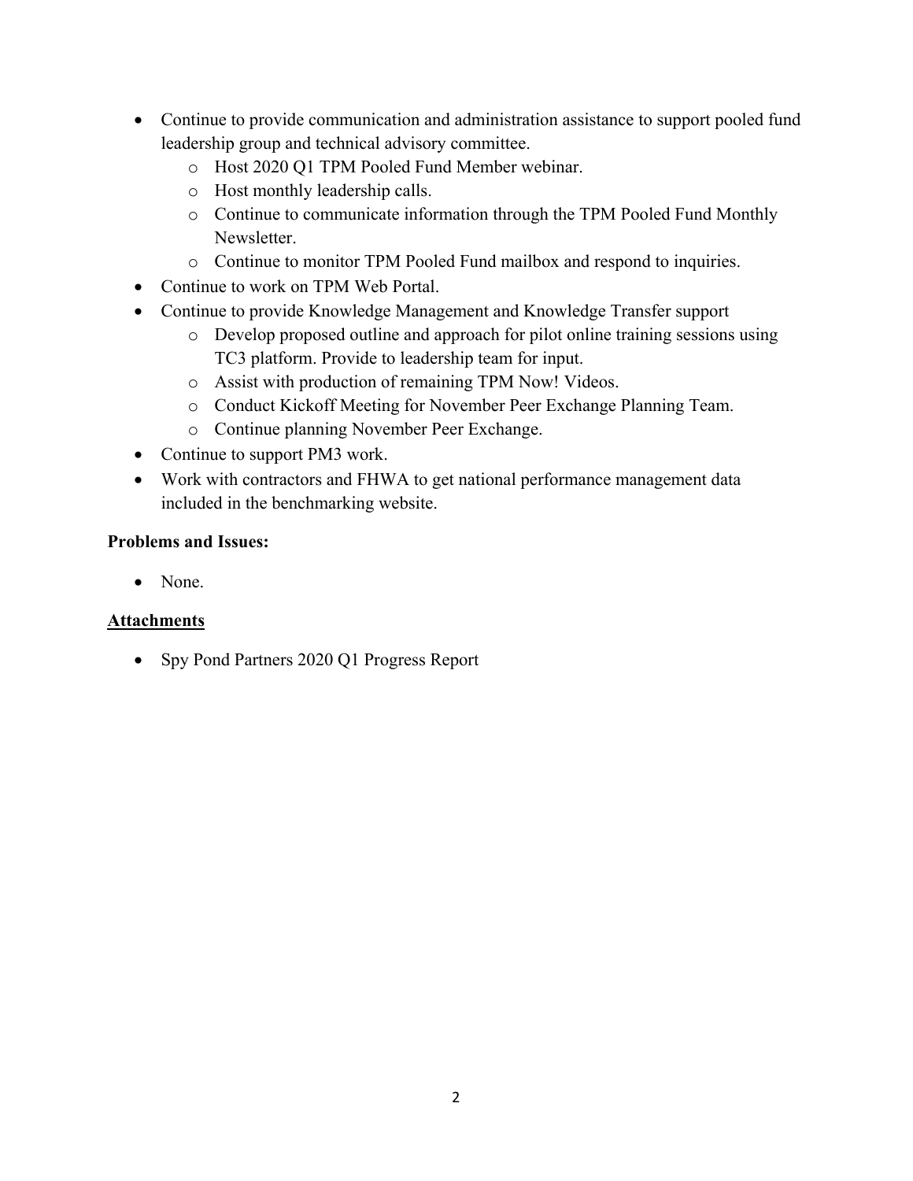- Continue to provide communication and administration assistance to support pooled fund leadership group and technical advisory committee.
  - Host 2020 Q1 TPM Pooled Fund Member webinar.
  - Host monthly leadership calls.
  - Continue to communicate information through the TPM Pooled Fund Monthly Newsletter.
  - Continue to monitor TPM Pooled Fund mailbox and respond to inquiries.
- Continue to work on TPM Web Portal.
- Continue to provide Knowledge Management and Knowledge Transfer support
  - Develop proposed outline and approach for pilot online training sessions using TC3 platform. Provide to leadership team for input.
  - Assist with production of remaining TPM Now! Videos.
  - Conduct Kickoff Meeting for November Peer Exchange Planning Team.
  - Continue planning November Peer Exchange.
- Continue to support PM3 work.
- Work with contractors and FHWA to get national performance management data included in the benchmarking website.

**Problems and Issues:**

- None.

**Attachments**

- Spy Pond Partners 2020 Q1 Progress Report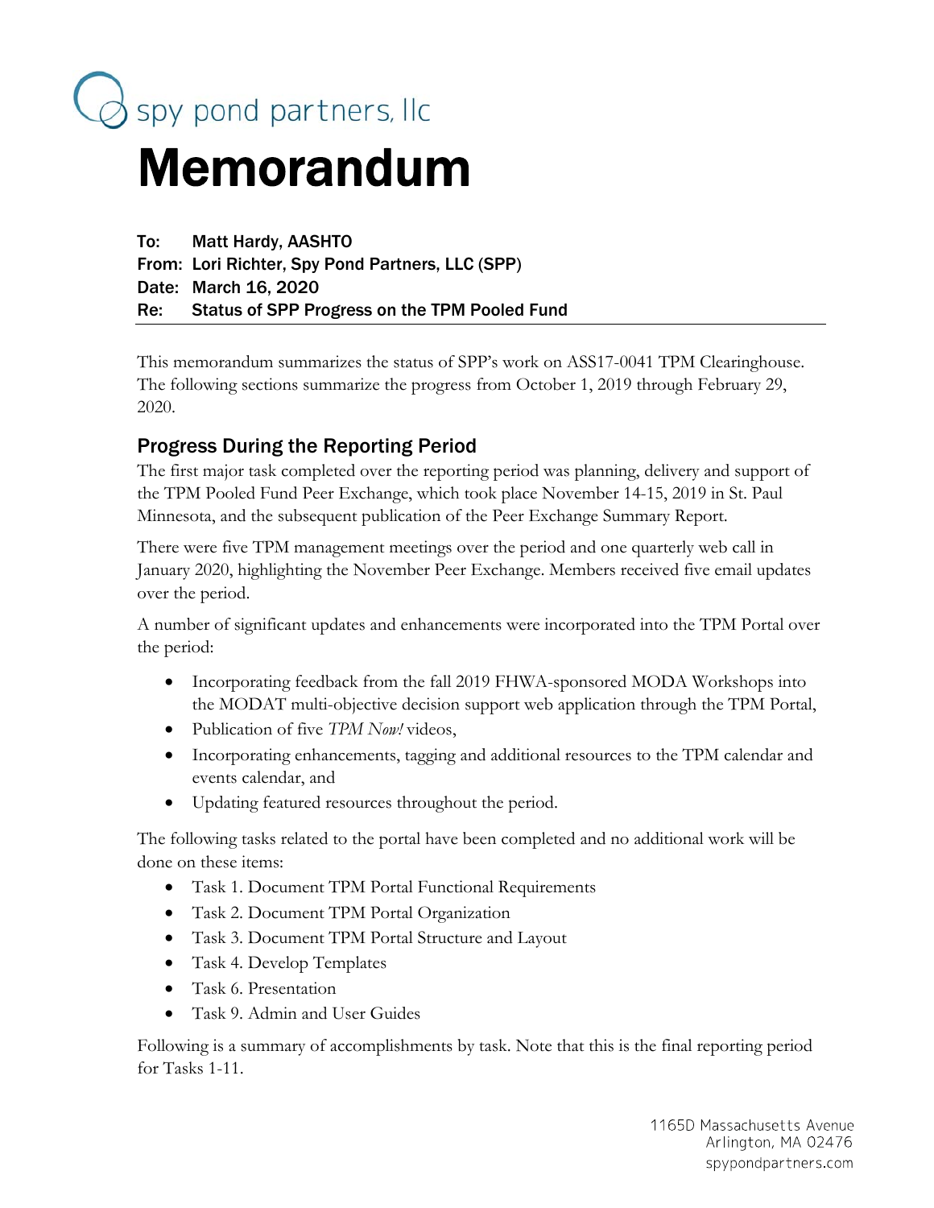spy pond partners, llc

# Memorandum

**To:** Matt Hardy, AASHTO
**From:** Lori Richter, Spy Pond Partners, LLC (SPP)
**Date:** March 16, 2020
**Re:** Status of SPP Progress on the TPM Pooled Fund

This memorandum summarizes the status of SPP's work on ASS17-0041 TPM Clearinghouse. The following sections summarize the progress from October 1, 2019 through February 29, 2020.

## Progress During the Reporting Period

The first major task completed over the reporting period was planning, delivery and support of the TPM Pooled Fund Peer Exchange, which took place November 14-15, 2019 in St. Paul Minnesota, and the subsequent publication of the Peer Exchange Summary Report.

There were five TPM management meetings over the period and one quarterly web call in January 2020, highlighting the November Peer Exchange. Members received five email updates over the period.

A number of significant updates and enhancements were incorporated into the TPM Portal over the period:

- Incorporating feedback from the fall 2019 FHWA-sponsored MODA Workshops into the MODAT multi-objective decision support web application through the TPM Portal,
- Publication of five *TPM Now!* videos,
- Incorporating enhancements, tagging and additional resources to the TPM calendar and events calendar, and
- Updating featured resources throughout the period.

The following tasks related to the portal have been completed and no additional work will be done on these items:

- Task 1. Document TPM Portal Functional Requirements
- Task 2. Document TPM Portal Organization
- Task 3. Document TPM Portal Structure and Layout
- Task 4. Develop Templates
- Task 6. Presentation
- Task 9. Admin and User Guides

Following is a summary of accomplishments by task. Note that this is the final reporting period for Tasks 1-11.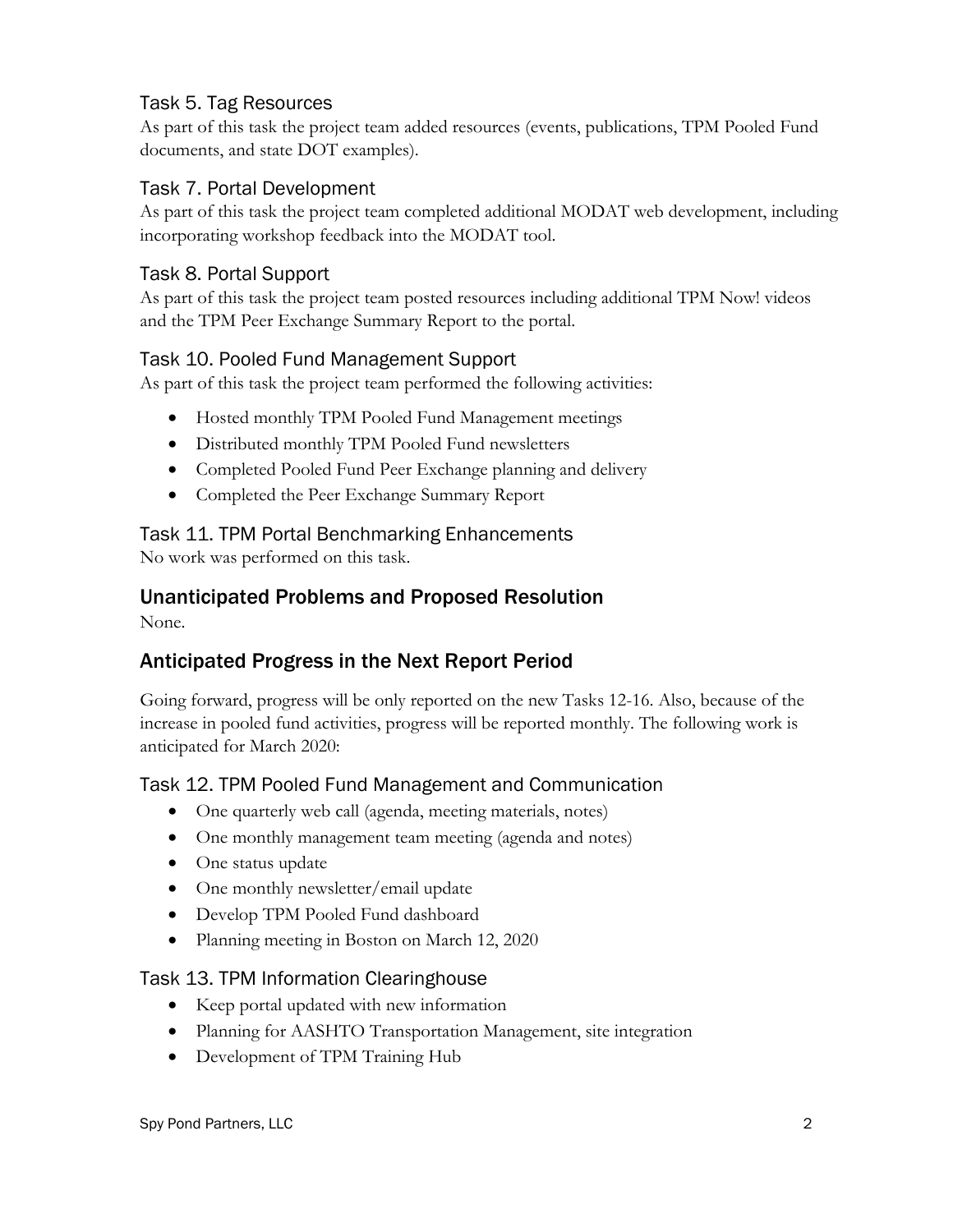### Task 5. Tag Resources

As part of this task the project team added resources (events, publications, TPM Pooled Fund documents, and state DOT examples).

### Task 7. Portal Development

As part of this task the project team completed additional MODAT web development, including incorporating workshop feedback into the MODAT tool.

### Task 8. Portal Support

As part of this task the project team posted resources including additional TPM Now! videos and the TPM Peer Exchange Summary Report to the portal.

### Task 10. Pooled Fund Management Support

As part of this task the project team performed the following activities:

- Hosted monthly TPM Pooled Fund Management meetings
- Distributed monthly TPM Pooled Fund newsletters
- Completed Pooled Fund Peer Exchange planning and delivery
- Completed the Peer Exchange Summary Report

### Task 11. TPM Portal Benchmarking Enhancements

No work was performed on this task.

## Unanticipated Problems and Proposed Resolution

None.

## Anticipated Progress in the Next Report Period

Going forward, progress will be only reported on the new Tasks 12-16. Also, because of the increase in pooled fund activities, progress will be reported monthly. The following work is anticipated for March 2020:

### Task 12. TPM Pooled Fund Management and Communication

- One quarterly web call (agenda, meeting materials, notes)
- One monthly management team meeting (agenda and notes)
- One status update
- One monthly newsletter/email update
- Develop TPM Pooled Fund dashboard
- Planning meeting in Boston on March 12, 2020

### Task 13. TPM Information Clearinghouse

- Keep portal updated with new information
- Planning for AASHTO Transportation Management, site integration
- Development of TPM Training Hub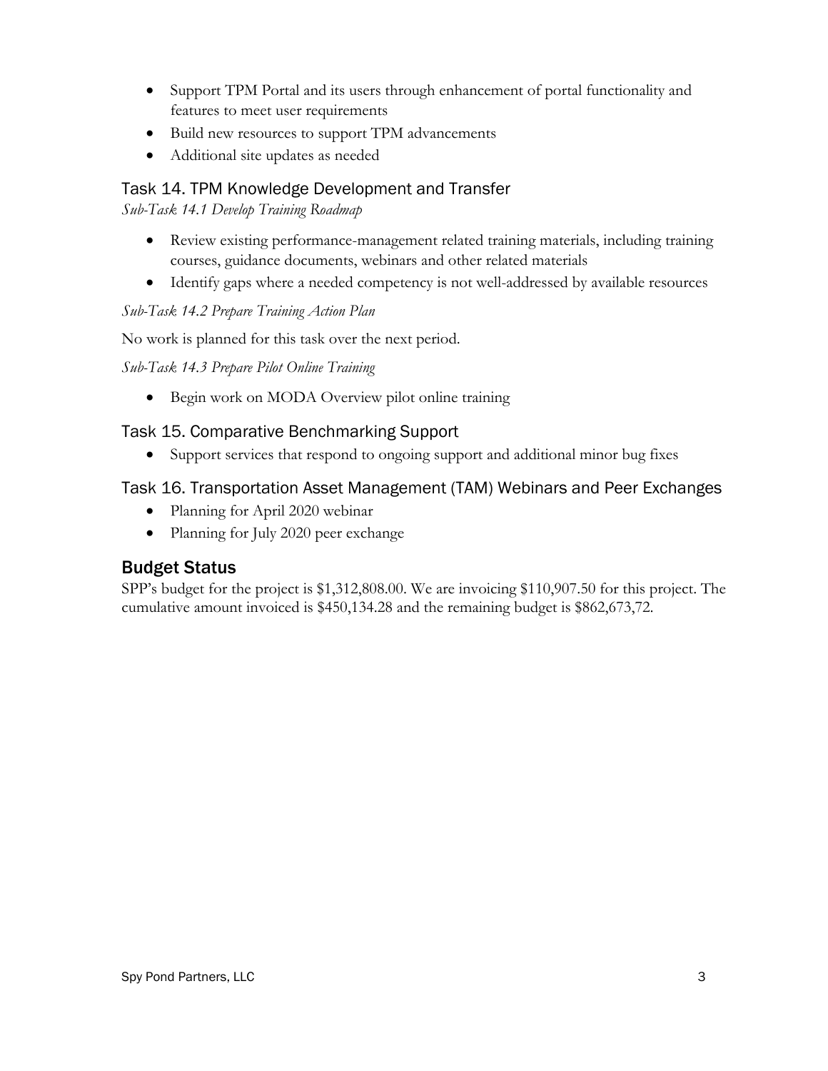- Support TPM Portal and its users through enhancement of portal functionality and features to meet user requirements
- Build new resources to support TPM advancements
- Additional site updates as needed

### Task 14. TPM Knowledge Development and Transfer

*Sub-Task 14.1 Develop Training Roadmap*

- Review existing performance-management related training materials, including training courses, guidance documents, webinars and other related materials
- Identify gaps where a needed competency is not well-addressed by available resources

*Sub-Task 14.2 Prepare Training Action Plan*

No work is planned for this task over the next period.

*Sub-Task 14.3 Prepare Pilot Online Training*

- Begin work on MODA Overview pilot online training

### Task 15. Comparative Benchmarking Support

- Support services that respond to ongoing support and additional minor bug fixes

### Task 16. Transportation Asset Management (TAM) Webinars and Peer Exchanges

- Planning for April 2020 webinar
- Planning for July 2020 peer exchange

## Budget Status

SPP's budget for the project is $1,312,808.00. We are invoicing $110,907.50 for this project. The cumulative amount invoiced is $450,134.28 and the remaining budget is $862,673,72.